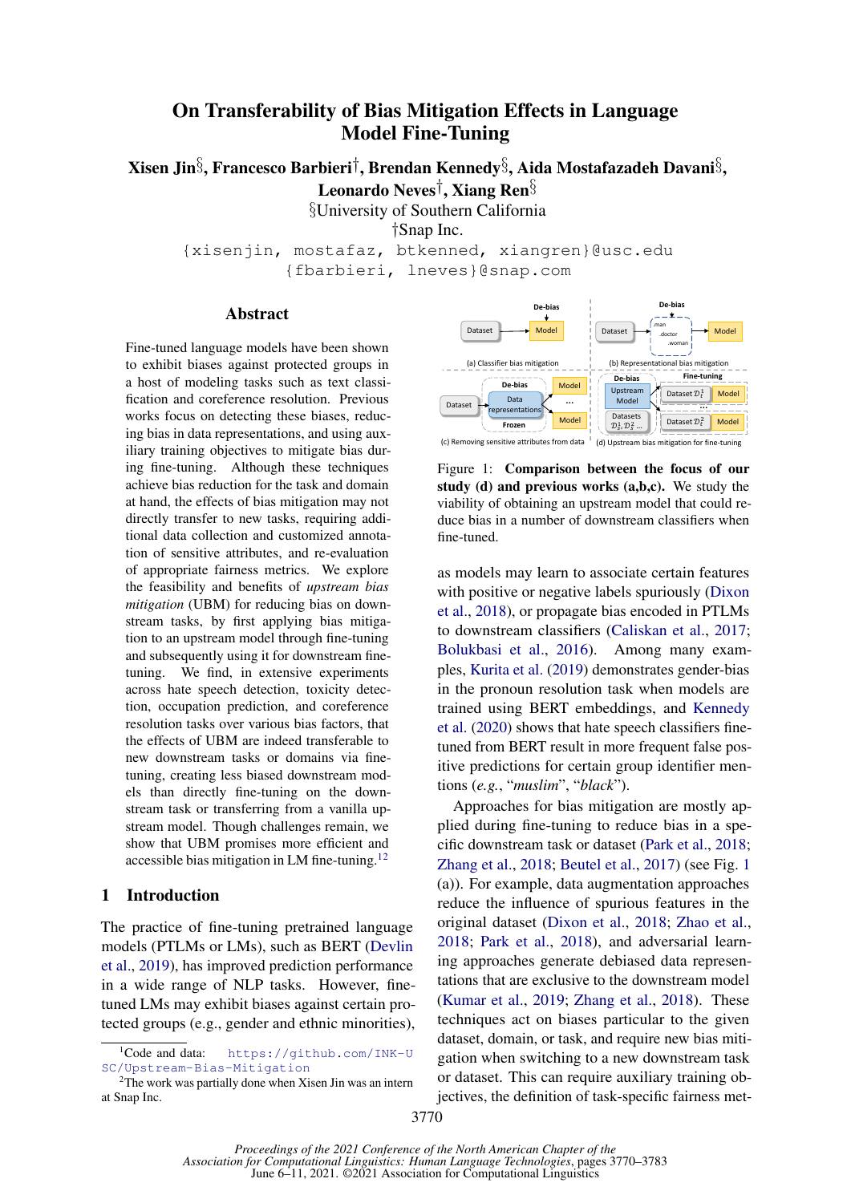# On Transferability of Bias Mitigation Effects in Language Model Fine-Tuning

**Xisen Jin§, Francesco Barbieri†, Brendan Kennedy§, Aida Mostafazadeh Davani§, Leonardo Neves†, Xiang Ren§**

§University of Southern California

†Snap Inc.

{xisenjin, mostafaz, btkenned, xiangren}@usc.edu

{fbarbieri, lneves}@snap.com

## Abstract

Fine-tuned language models have been shown to exhibit biases against protected groups in a host of modeling tasks such as text classification and coreference resolution. Previous works focus on detecting these biases, reducing bias in data representations, and using auxiliary training objectives to mitigate bias during fine-tuning. Although these techniques achieve bias reduction for the task and domain at hand, the effects of bias mitigation may not directly transfer to new tasks, requiring additional data collection and customized annotation of sensitive attributes, and re-evaluation of appropriate fairness metrics. We explore the feasibility and benefits of *upstream bias mitigation* (UBM) for reducing bias on downstream tasks, by first applying bias mitigation to an upstream model through fine-tuning and subsequently using it for downstream fine-tuning. We find, in extensive experiments across hate speech detection, toxicity detection, occupation prediction, and coreference resolution tasks over various bias factors, that the effects of UBM are indeed transferable to new downstream tasks or domains via fine-tuning, creating less biased downstream models than directly fine-tuning on the downstream task or transferring from a vanilla upstream model. Though challenges remain, we show that UBM promises more efficient and accessible bias mitigation in LM fine-tuning.[1][2]

## 1 Introduction

The practice of fine-tuning pretrained language models (PTLMs or LMs), such as BERT (Devlin et al., 2019), has improved prediction performance in a wide range of NLP tasks. However, fine-tuned LMs may exhibit biases against certain protected groups (e.g., gender and ethnic minorities), as models may learn to associate certain features with positive or negative labels spuriously (Dixon et al., 2018), or propagate bias encoded in PTLMs to downstream classifiers (Caliskan et al., 2017; Bolukbasi et al., 2016). Among many examples, Kurita et al. (2019) demonstrates gender-bias in the pronoun resolution task when models are trained using BERT embeddings, and Kennedy et al. (2020) shows that hate speech classifiers fine-tuned from BERT result in more frequent false positive predictions for certain group identifier mentions (*e.g.*, "*muslim*", "*black*").

Figure 1: **Comparison between the focus of our study (d) and previous works (a,b,c).** We study the viability of obtaining an upstream model that could reduce bias in a number of downstream classifiers when fine-tuned.

Approaches for bias mitigation are mostly applied during fine-tuning to reduce bias in a specific downstream task or dataset (Park et al., 2018; Zhang et al., 2018; Beutel et al., 2017) (see Fig. 1 (a)). For example, data augmentation approaches reduce the influence of spurious features in the original dataset (Dixon et al., 2018; Zhao et al., 2018; Park et al., 2018), and adversarial learning approaches generate debiased data representations that are exclusive to the downstream model (Kumar et al., 2019; Zhang et al., 2018). These techniques act on biases particular to the given dataset, domain, or task, and require new bias mitigation when switching to a new downstream task or dataset. This can require auxiliary training objectives, the definition of task-specific fairness met-

[1] Code and data: https://github.com/INK-USC/Upstream-Bias-Mitigation

[2] The work was partially done when Xisen Jin was an intern at Snap Inc.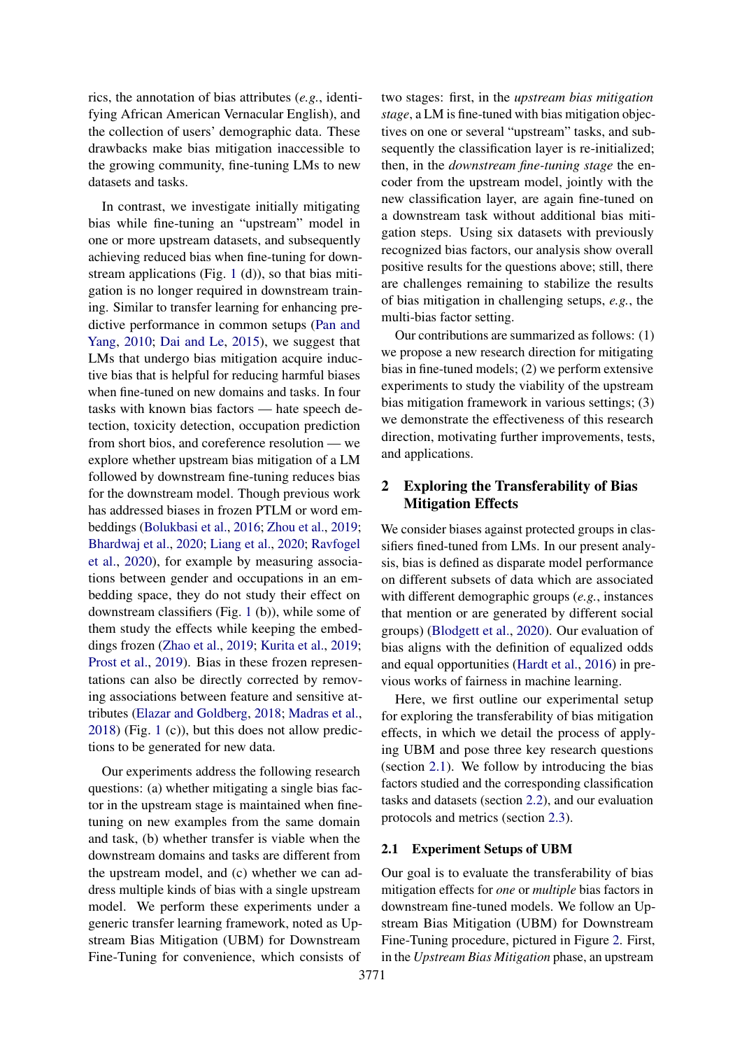rics, the annotation of bias attributes (*e.g.*, identifying African American Vernacular English), and the collection of users' demographic data. These drawbacks make bias mitigation inaccessible to the growing community, fine-tuning LMs to new datasets and tasks.

In contrast, we investigate initially mitigating bias while fine-tuning an "upstream" model in one or more upstream datasets, and subsequently achieving reduced bias when fine-tuning for downstream applications (Fig. 1 (d)), so that bias mitigation is no longer required in downstream training. Similar to transfer learning for enhancing predictive performance in common setups (Pan and Yang, 2010; Dai and Le, 2015), we suggest that LMs that undergo bias mitigation acquire inductive bias that is helpful for reducing harmful biases when fine-tuned on new domains and tasks. In four tasks with known bias factors — hate speech detection, toxicity detection, occupation prediction from short bios, and coreference resolution — we explore whether upstream bias mitigation of a LM followed by downstream fine-tuning reduces bias for the downstream model. Though previous work has addressed biases in frozen PTLM or word embeddings (Bolukbasi et al., 2016; Zhou et al., 2019; Bhardwaj et al., 2020; Liang et al., 2020; Ravfogel et al., 2020), for example by measuring associations between gender and occupations in an embedding space, they do not study their effect on downstream classifiers (Fig. 1 (b)), while some of them study the effects while keeping the embeddings frozen (Zhao et al., 2019; Kurita et al., 2019; Prost et al., 2019). Bias in these frozen representations can also be directly corrected by removing associations between feature and sensitive attributes (Elazar and Goldberg, 2018; Madras et al., 2018) (Fig. 1 (c)), but this does not allow predictions to be generated for new data.

Our experiments address the following research questions: (a) whether mitigating a single bias factor in the upstream stage is maintained when fine-tuning on new examples from the same domain and task, (b) whether transfer is viable when the downstream domains and tasks are different from the upstream model, and (c) whether we can address multiple kinds of bias with a single upstream model. We perform these experiments under a generic transfer learning framework, noted as Upstream Bias Mitigation (UBM) for Downstream Fine-Tuning for convenience, which consists of two stages: first, in the *upstream bias mitigation stage*, a LM is fine-tuned with bias mitigation objectives on one or several "upstream" tasks, and subsequently the classification layer is re-initialized; then, in the *downstream fine-tuning stage* the encoder from the upstream model, jointly with the new classification layer, are again fine-tuned on a downstream task without additional bias mitigation steps. Using six datasets with previously recognized bias factors, our analysis show overall positive results for the questions above; still, there are challenges remaining to stabilize the results of bias mitigation in challenging setups, *e.g.*, the multi-bias factor setting.

Our contributions are summarized as follows: (1) we propose a new research direction for mitigating bias in fine-tuned models; (2) we perform extensive experiments to study the viability of the upstream bias mitigation framework in various settings; (3) we demonstrate the effectiveness of this research direction, motivating further improvements, tests, and applications.

## 2 Exploring the Transferability of Bias Mitigation Effects

We consider biases against protected groups in classifiers fined-tuned from LMs. In our present analysis, bias is defined as disparate model performance on different subsets of data which are associated with different demographic groups (*e.g.*, instances that mention or are generated by different social groups) (Blodgett et al., 2020). Our evaluation of bias aligns with the definition of equalized odds and equal opportunities (Hardt et al., 2016) in previous works of fairness in machine learning.

Here, we first outline our experimental setup for exploring the transferability of bias mitigation effects, in which we detail the process of applying UBM and pose three key research questions (section 2.1). We follow by introducing the bias factors studied and the corresponding classification tasks and datasets (section 2.2), and our evaluation protocols and metrics (section 2.3).

### 2.1 Experiment Setups of UBM

Our goal is to evaluate the transferability of bias mitigation effects for *one* or *multiple* bias factors in downstream fine-tuned models. We follow an Upstream Bias Mitigation (UBM) for Downstream Fine-Tuning procedure, pictured in Figure 2. First, in the *Upstream Bias Mitigation* phase, an upstream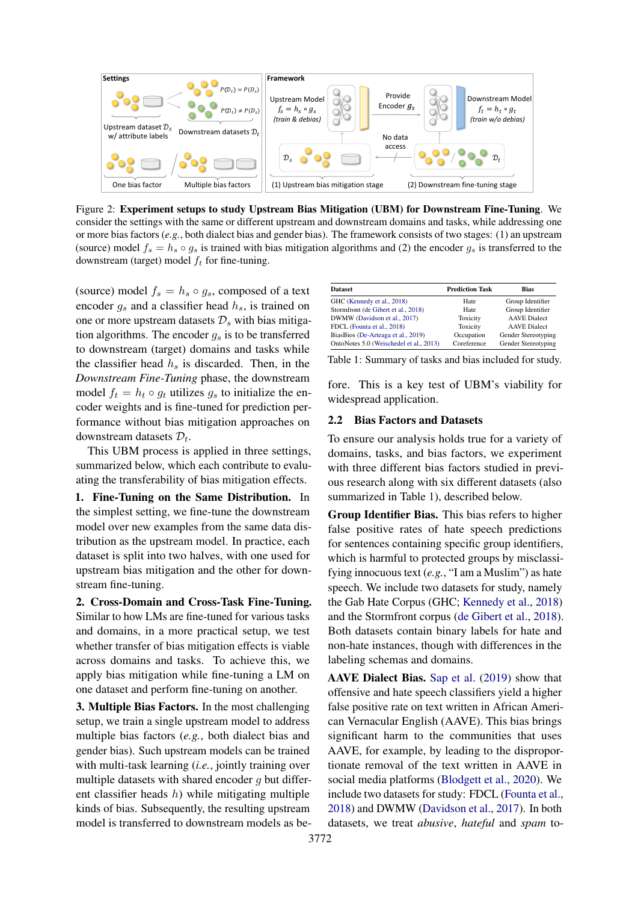Figure 2: **Experiment setups to study Upstream Bias Mitigation (UBM) for Downstream Fine-Tuning**. We consider the settings with the same or different upstream and downstream domains and tasks, while addressing one or more bias factors (*e.g.*, both dialect bias and gender bias). The framework consists of two stages: (1) an upstream (source) model $f_s = h_s \circ g_s$ is trained with bias mitigation algorithms and (2) the encoder $g_s$ is transferred to the downstream (target) model $f_t$ for fine-tuning.

(source) model $f_s = h_s \circ g_s$, composed of a text encoder $g_s$ and a classifier head $h_s$, is trained on one or more upstream datasets $\mathcal{D}_s$ with bias mitigation algorithms. The encoder $g_s$ is to be transferred to downstream (target) domains and tasks while the classifier head $h_s$ is discarded. Then, in the *Downstream Fine-Tuning* phase, the downstream model $f_t = h_t \circ g_t$ utilizes $g_s$ to initialize the encoder weights and is fine-tuned for prediction performance without bias mitigation approaches on downstream datasets $\mathcal{D}_t$.

This UBM process is applied in three settings, summarized below, which each contribute to evaluating the transferability of bias mitigation effects.

**1. Fine-Tuning on the Same Distribution.** In the simplest setting, we fine-tune the downstream model over new examples from the same data distribution as the upstream model. In practice, each dataset is split into two halves, with one used for upstream bias mitigation and the other for downstream fine-tuning.

**2. Cross-Domain and Cross-Task Fine-Tuning.** Similar to how LMs are fine-tuned for various tasks and domains, in a more practical setup, we test whether transfer of bias mitigation effects is viable across domains and tasks. To achieve this, we apply bias mitigation while fine-tuning a LM on one dataset and perform fine-tuning on another.

**3. Multiple Bias Factors.** In the most challenging setup, we train a single upstream model to address multiple bias factors (*e.g.*, both dialect bias and gender bias). Such upstream models can be trained with multi-task learning (*i.e.*, jointly training over multiple datasets with shared encoder $g$ but different classifier heads $h$) while mitigating multiple kinds of bias. Subsequently, the resulting upstream model is transferred to downstream models as before. This is a key test of UBM's viability for widespread application.

| Dataset | Prediction Task | Bias |
|---|---|---|
| GHC (Kennedy et al., 2018) | Hate | Group Identifier |
| Stormfront (de Gibert et al., 2018) | Hate | Group Identifier |
| DWMW (Davidson et al., 2017) | Toxicity | AAVE Dialect |
| FDCL (Founta et al., 2018) | Toxicity | AAVE Dialect |
| BiasBios (De-Arteaga et al., 2019) | Occupation | Gender Stereotyping |
| OntoNotes 5.0 (Weischedel et al., 2013) | Coreference | Gender Stereotyping |

Table 1: Summary of tasks and bias included for study.

## 2.2 Bias Factors and Datasets

To ensure our analysis holds true for a variety of domains, tasks, and bias factors, we experiment with three different bias factors studied in previous research along with six different datasets (also summarized in Table 1), described below.

**Group Identifier Bias.** This bias refers to higher false positive rates of hate speech predictions for sentences containing specific group identifiers, which is harmful to protected groups by misclassifying innocuous text (*e.g.*, "I am a Muslim") as hate speech. We include two datasets for study, namely the Gab Hate Corpus (GHC; Kennedy et al., 2018) and the Stormfront corpus (de Gibert et al., 2018). Both datasets contain binary labels for hate and non-hate instances, though with differences in the labeling schemas and domains.

**AAVE Dialect Bias.** Sap et al. (2019) show that offensive and hate speech classifiers yield a higher false positive rate on text written in African American Vernacular English (AAVE). This bias brings significant harm to the communities that uses AAVE, for example, by leading to the disproportionate removal of the text written in AAVE in social media platforms (Blodgett et al., 2020). We include two datasets for study: FDCL (Founta et al., 2018) and DWMW (Davidson et al., 2017). In both datasets, we treat *abusive*, *hateful* and *spam* to-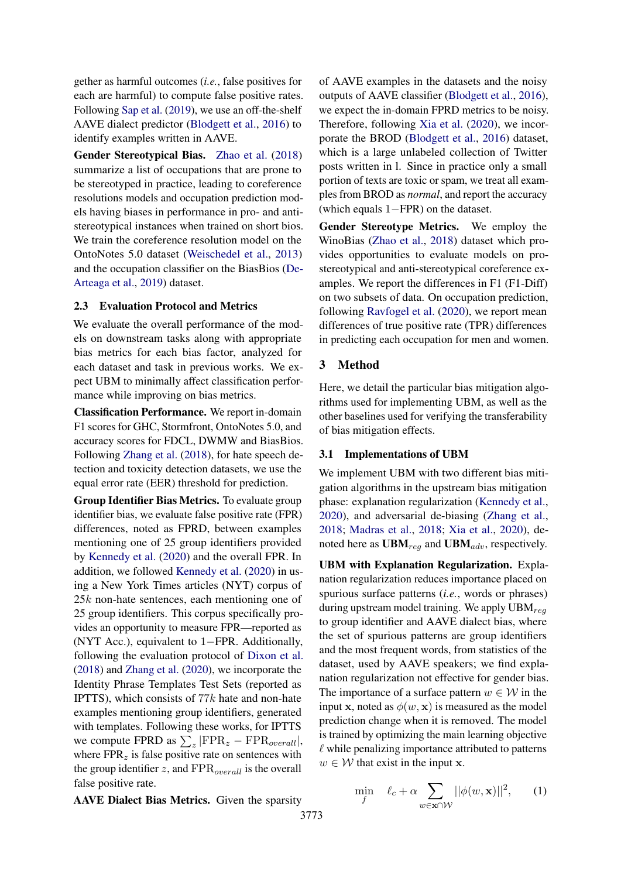gether as harmful outcomes (*i.e.*, false positives for each are harmful) to compute false positive rates. Following Sap et al. (2019), we use an off-the-shelf AAVE dialect predictor (Blodgett et al., 2016) to identify examples written in AAVE.

**Gender Stereotypical Bias.** Zhao et al. (2018) summarize a list of occupations that are prone to be stereotyped in practice, leading to coreference resolutions models and occupation prediction models having biases in performance in pro- and anti-stereotypical instances when trained on short bios. We train the coreference resolution model on the OntoNotes 5.0 dataset (Weischedel et al., 2013) and the occupation classifier on the BiasBios (De-Arteaga et al., 2019) dataset.

### 2.3 Evaluation Protocol and Metrics

We evaluate the overall performance of the models on downstream tasks along with appropriate bias metrics for each bias factor, analyzed for each dataset and task in previous works. We expect UBM to minimally affect classification performance while improving on bias metrics.

**Classification Performance.** We report in-domain F1 scores for GHC, Stormfront, OntoNotes 5.0, and accuracy scores for FDCL, DWMW and BiasBios. Following Zhang et al. (2018), for hate speech detection and toxicity detection datasets, we use the equal error rate (EER) threshold for prediction.

**Group Identifier Bias Metrics.** To evaluate group identifier bias, we evaluate false positive rate (FPR) differences, noted as FPRD, between examples mentioning one of 25 group identifiers provided by Kennedy et al. (2020) and the overall FPR. In addition, we followed Kennedy et al. (2020) in using a New York Times articles (NYT) corpus of $25k$ non-hate sentences, each mentioning one of 25 group identifiers. This corpus specifically provides an opportunity to measure FPR—reported as (NYT Acc.), equivalent to $1-$FPR. Additionally, following the evaluation protocol of Dixon et al. (2018) and Zhang et al. (2020), we incorporate the Identity Phrase Templates Test Sets (reported as IPTTS), which consists of $77k$ hate and non-hate examples mentioning group identifiers, generated with templates. Following these works, for IPTTS we compute FPRD as $\sum_z |\text{FPR}_z - \text{FPR}_{overall}|$, where $\text{FPR}_z$ is false positive rate on sentences with the group identifier $z$, and $\text{FPR}_{overall}$ is the overall false positive rate.

**AAVE Dialect Bias Metrics.** Given the sparsity of AAVE examples in the datasets and the noisy outputs of AAVE classifier (Blodgett et al., 2016), we expect the in-domain FPRD metrics to be noisy. Therefore, following Xia et al. (2020), we incorporate the BROD (Blodgett et al., 2016) dataset, which is a large unlabeled collection of Twitter posts written in l. Since in practice only a small portion of texts are toxic or spam, we treat all examples from BROD as *normal*, and report the accuracy (which equals $1-$FPR) on the dataset.

**Gender Stereotype Metrics.** We employ the WinoBias (Zhao et al., 2018) dataset which provides opportunities to evaluate models on pro-stereotypical and anti-stereotypical coreference examples. We report the differences in F1 (F1-Diff) on two subsets of data. On occupation prediction, following Ravfogel et al. (2020), we report mean differences of true positive rate (TPR) differences in predicting each occupation for men and women.

## 3 Method

Here, we detail the particular bias mitigation algorithms used for implementing UBM, as well as the other baselines used for verifying the transferability of bias mitigation effects.

### 3.1 Implementations of UBM

We implement UBM with two different bias mitigation algorithms in the upstream bias mitigation phase: explanation regularization (Kennedy et al., 2020), and adversarial de-biasing (Zhang et al., 2018; Madras et al., 2018; Xia et al., 2020), denoted here as $\textbf{UBM}_{reg}$ and $\textbf{UBM}_{adv}$, respectively.

**UBM with Explanation Regularization.** Explanation regularization reduces importance placed on spurious surface patterns (*i.e.*, words or phrases) during upstream model training. We apply $\text{UBM}_{reg}$ to group identifier and AAVE dialect bias, where the set of spurious patterns are group identifiers and the most frequent words, from statistics of the dataset, used by AAVE speakers; we find explanation regularization not effective for gender bias. The importance of a surface pattern $w \in \mathcal{W}$ in the input $\mathbf{x}$, noted as $\phi(w, \mathbf{x})$ is measured as the model prediction change when it is removed. The model is trained by optimizing the main learning objective $\ell$ while penalizing importance attributed to patterns $w \in \mathcal{W}$ that exist in the input $\mathbf{x}$.

$$\min_{f} \quad \ell_c + \alpha \sum_{w \in \mathbf{x} \cap \mathcal{W}} ||\phi(w, \mathbf{x})||^2, \qquad (1)$$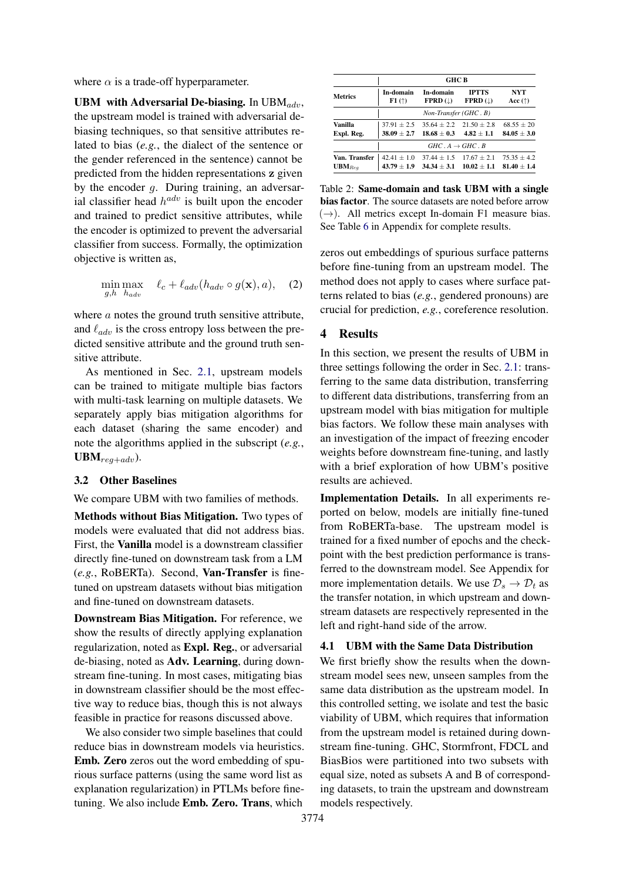where $\alpha$ is a trade-off hyperparameter.

**UBM with Adversarial De-biasing.** In UBM$_{adv}$, the upstream model is trained with adversarial de-biasing techniques, so that sensitive attributes related to bias (*e.g.*, the dialect of the sentence or the gender referenced in the sentence) cannot be predicted from the hidden representations $\mathbf{z}$ given by the encoder $g$. During training, an adversarial classifier head $h^{adv}$ is built upon the encoder and trained to predict sensitive attributes, while the encoder is optimized to prevent the adversarial classifier from success. Formally, the optimization objective is written as,

$$\min_{g,h} \max_{h_{adv}} \quad \ell_c + \ell_{adv}(h_{adv} \circ g(\mathbf{x}), a), \quad (2)$$

where $a$ notes the ground truth sensitive attribute, and $\ell_{adv}$ is the cross entropy loss between the predicted sensitive attribute and the ground truth sensitive attribute.

As mentioned in Sec. 2.1, upstream models can be trained to mitigate multiple bias factors with multi-task learning on multiple datasets. We separately apply bias mitigation algorithms for each dataset (sharing the same encoder) and note the algorithms applied in the subscript (*e.g.*, **UBM$_{reg+adv}$**).

### 3.2 Other Baselines

We compare UBM with two families of methods.

**Methods without Bias Mitigation.** Two types of models were evaluated that did not address bias. First, the **Vanilla** model is a downstream classifier directly fine-tuned on downstream task from a LM (*e.g.*, RoBERTa). Second, **Van-Transfer** is fine-tuned on upstream datasets without bias mitigation and fine-tuned on downstream datasets.

**Downstream Bias Mitigation.** For reference, we show the results of directly applying explanation regularization, noted as **Expl. Reg.**, or adversarial de-biasing, noted as **Adv. Learning**, during downstream fine-tuning. In most cases, mitigating bias in downstream classifier should be the most effective way to reduce bias, though this is not always feasible in practice for reasons discussed above.

We also consider two simple baselines that could reduce bias in downstream models via heuristics. **Emb. Zero** zeros out the word embedding of spurious surface patterns (using the same word list as explanation regularization) in PTLMs before fine-tuning. We also include **Emb. Zero. Trans**, which zeros out embeddings of spurious surface patterns before fine-tuning from an upstream model. The method does not apply to cases where surface patterns related to bias (*e.g.*, gendered pronouns) are crucial for prediction, *e.g.*, coreference resolution.

| Metrics | GHC B In-domain F1 (↑) | In-domain FPRD (↓) | IPTTS FPRD (↓) | NYT Acc (↑) |
|---|---|---|---|---|
| | *Non-Transfer (GHC . B)* | | | |
| Vanilla | 37.91 ± 2.5 | 35.64 ± 2.2 | 21.50 ± 2.8 | 68.55 ± 20 |
| Expl. Reg. | **38.09 ± 2.7** | **18.68 ± 0.3** | **4.82 ± 1.1** | **84.05 ± 3.0** |
| | *GHC . A → GHC . B* | | | |
| Van. Transfer | 42.41 ± 1.0 | 37.44 ± 1.5 | 17.67 ± 2.1 | 75.35 ± 4.2 |
| UBM$_{Reg}$ | **43.79 ± 1.9** | **34.34 ± 3.1** | **10.02 ± 1.1** | **81.40 ± 1.4** |

Table 2: **Same-domain and task UBM with a single bias factor**. The source datasets are noted before arrow (→). All metrics except In-domain F1 measure bias. See Table 6 in Appendix for complete results.

## 4 Results

In this section, we present the results of UBM in three settings following the order in Sec. 2.1: transferring to the same data distribution, transferring to different data distributions, transferring from an upstream model with bias mitigation for multiple bias factors. We follow these main analyses with an investigation of the impact of freezing encoder weights before downstream fine-tuning, and lastly with a brief exploration of how UBM's positive results are achieved.

**Implementation Details.** In all experiments reported on below, models are initially fine-tuned from RoBERTa-base. The upstream model is trained for a fixed number of epochs and the checkpoint with the best prediction performance is transferred to the downstream model. See Appendix for more implementation details. We use $\mathcal{D}_s \rightarrow \mathcal{D}_t$ as the transfer notation, in which upstream and downstream datasets are respectively represented in the left and right-hand side of the arrow.

### 4.1 UBM with the Same Data Distribution

We first briefly show the results when the downstream model sees new, unseen samples from the same data distribution as the upstream model. In this controlled setting, we isolate and test the basic viability of UBM, which requires that information from the upstream model is retained during downstream fine-tuning. GHC, Stormfront, FDCL and BiasBios were partitioned into two subsets with equal size, noted as subsets A and B of corresponding datasets, to train the upstream and downstream models respectively.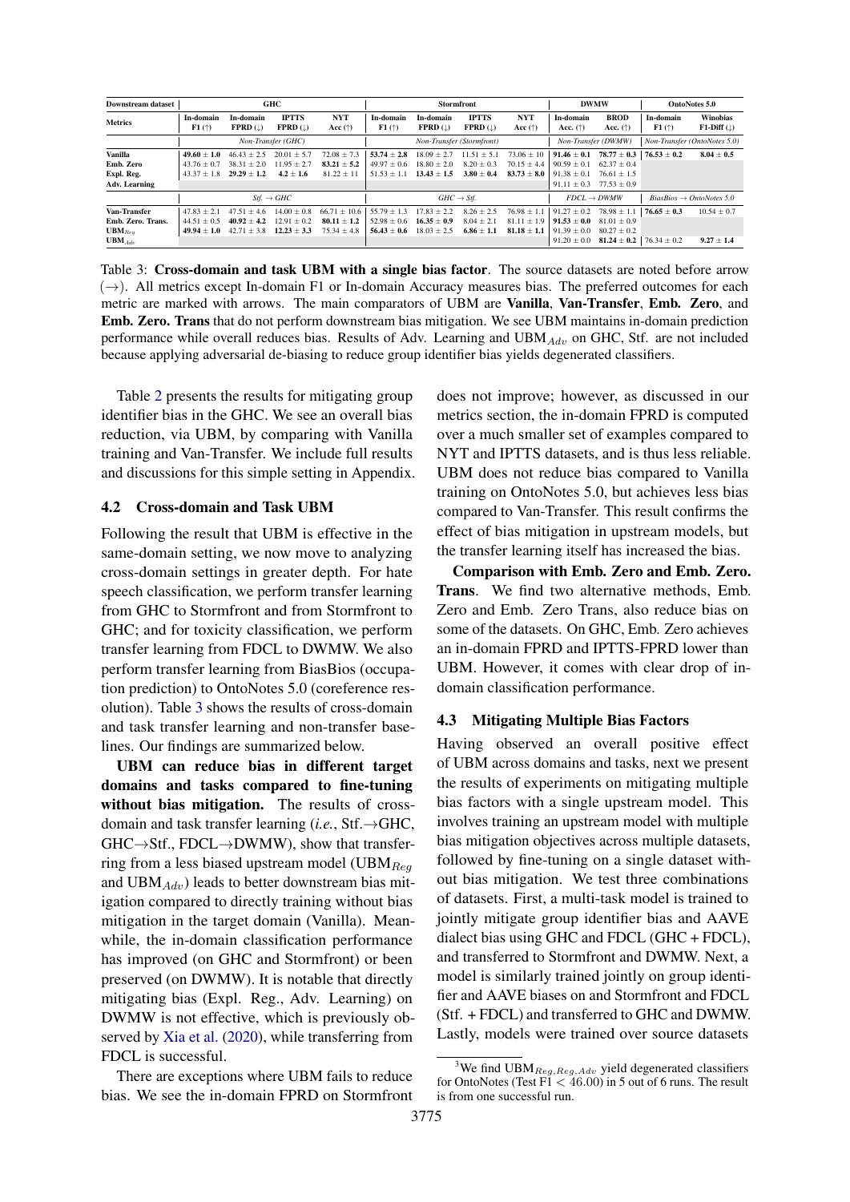| Downstream dataset | GHC | | | | Stormfront | | | | DWMW | | OntoNotes 5.0 | |
|---|---|---|---|---|---|---|---|---|---|---|---|---|
| Metrics | In-domain F1 (↑) | In-domain FPRD (↓) | IPTTS FPRD (↓) | NYT Acc (↑) | In-domain F1 (↑) | In-domain FPRD (↓) | IPTTS FPRD (↓) | NYT Acc (↑) | In-domain Acc. (↑) | BROD Acc. (↑) | In-domain F1 (↑) | Winobias F1-Diff (↓) |
| | *Non-Transfer (GHC)* | | | | *Non-Transfer (Stormfront)* | | | | *Non-Transfer (DWMW)* | | *Non-Transfer (OntoNotes 5.0)* | |
| **Vanilla** | **49.60 ± 1.0** | 46.43 ± 2.5 | 20.01 ± 5.7 | 72.08 ± 7.3 | **53.74 ± 2.8** | 18.09 ± 2.7 | 11.51 ± 5.1 | 73.06 ± 10 | **91.46 ± 0.1** | **78.77 ± 0.3** | **76.53 ± 0.2** | **8.04 ± 0.5** |
| **Emb. Zero** | 43.76 ± 0.7 | 38.31 ± 2.0 | 11.95 ± 2.7 | **83.21 ± 5.2** | 49.97 ± 0.6 | 18.80 ± 2.0 | 8.20 ± 0.3 | 70.15 ± 4.4 | 90.59 ± 0.1 | 62.37 ± 0.4 | | |
| **Expl. Reg.** | 43.37 ± 1.8 | **29.29 ± 1.2** | **4.2 ± 1.6** | 81.22 ± 11 | 51.53 ± 1.1 | **13.43 ± 1.5** | **3.80 ± 0.4** | **83.73 ± 8.0** | 91.38 ± 0.1 | 76.61 ± 1.5 | | |
| **Adv. Learning** | | | | | | | | | 91.11 ± 0.3 | 77.53 ± 0.9 | | |
| | *Stf. → GHC* | | | | *GHC → Stf.* | | | | *FDCL → DWMW* | | *BiasBios → OntoNotes 5.0* | |
| **Van-Transfer** | 47.83 ± 2.1 | 47.51 ± 4.6 | 14.00 ± 0.8 | 66.71 ± 10.6 | 55.79 ± 1.3 | 17.83 ± 2.2 | 8.26 ± 2.5 | 76.98 ± 1.1 | 91.27 ± 0.2 | 78.98 ± 1.1 | **76.65 ± 0.3** | 10.54 ± 0.7 |
| **Emb. Zero. Trans.** | 44.51 ± 0.5 | **40.92 ± 4.2** | 12.91 ± 0.2 | **80.11 ± 1.2** | 52.98 ± 0.6 | **16.35 ± 0.9** | 8.04 ± 2.1 | 81.11 ± 1.9 | **91.53 ± 0.0** | 81.01 ± 0.9 | | |
| **UBM$_{Reg}$** | **49.94 ± 1.0** | 42.71 ± 3.8 | **12.23 ± 3.3** | 75.34 ± 4.8 | **56.43 ± 0.6** | 18.03 ± 2.5 | **6.86 ± 1.1** | **81.18 ± 1.1** | 91.39 ± 0.0 | 80.27 ± 0.2 | | |
| **UBM$_{Adv}$** | | | | | | | | | 91.20 ± 0.0 | **81.24 ± 0.2** | 76.34 ± 0.2 | **9.27 ± 1.4** |

Table 3: **Cross-domain and task UBM with a single bias factor**. The source datasets are noted before arrow (→). All metrics except In-domain F1 or In-domain Accuracy measures bias. The preferred outcomes for each metric are marked with arrows. The main comparators of UBM are **Vanilla**, **Van-Transfer**, **Emb. Zero**, and **Emb. Zero. Trans** that do not perform downstream bias mitigation. We see UBM maintains in-domain prediction performance while overall reduces bias. Results of Adv. Learning and UBM$_{Adv}$ on GHC, Stf. are not included because applying adversarial de-biasing to reduce group identifier bias yields degenerated classifiers.

Table 2 presents the results for mitigating group identifier bias in the GHC. We see an overall bias reduction, via UBM, by comparing with Vanilla training and Van-Transfer. We include full results and discussions for this simple setting in Appendix.

## 4.2 Cross-domain and Task UBM

Following the result that UBM is effective in the same-domain setting, we now move to analyzing cross-domain settings in greater depth. For hate speech classification, we perform transfer learning from GHC to Stormfront and from Stormfront to GHC; and for toxicity classification, we perform transfer learning from FDCL to DWMW. We also perform transfer learning from BiasBios (occupation prediction) to OntoNotes 5.0 (coreference resolution). Table 3 shows the results of cross-domain and task transfer learning and non-transfer baselines. Our findings are summarized below.

**UBM can reduce bias in different target domains and tasks compared to fine-tuning without bias mitigation.** The results of cross-domain and task transfer learning (*i.e.*, Stf.→GHC, GHC→Stf., FDCL→DWMW), show that transferring from a less biased upstream model (UBM$_{Reg}$ and UBM$_{Adv}$) leads to better downstream bias mitigation compared to directly training without bias mitigation in the target domain (Vanilla). Meanwhile, the in-domain classification performance has improved (on GHC and Stormfront) or been preserved (on DWMW). It is notable that directly mitigating bias (Expl. Reg., Adv. Learning) on DWMW is not effective, which is previously observed by Xia et al. (2020), while transferring from FDCL is successful.

There are exceptions where UBM fails to reduce bias. We see the in-domain FPRD on Stormfront does not improve; however, as discussed in our metrics section, the in-domain FPRD is computed over a much smaller set of examples compared to NYT and IPTTS datasets, and is thus less reliable. UBM does not reduce bias compared to Vanilla training on OntoNotes 5.0, but achieves less bias compared to Van-Transfer. This result confirms the effect of bias mitigation in upstream models, but the transfer learning itself has increased the bias.

**Comparison with Emb. Zero and Emb. Zero. Trans**. We find two alternative methods, Emb. Zero and Emb. Zero Trans, also reduce bias on some of the datasets. On GHC, Emb. Zero achieves an in-domain FPRD and IPTTS-FPRD lower than UBM. However, it comes with clear drop of in-domain classification performance.

## 4.3 Mitigating Multiple Bias Factors

Having observed an overall positive effect of UBM across domains and tasks, next we present the results of experiments on mitigating multiple bias factors with a single upstream model. This involves training an upstream model with multiple bias mitigation objectives across multiple datasets, followed by fine-tuning on a single dataset without bias mitigation. We test three combinations of datasets. First, a multi-task model is trained to jointly mitigate group identifier bias and AAVE dialect bias using GHC and FDCL (GHC + FDCL), and transferred to Stormfront and DWMW. Next, a model is similarly trained jointly on group identifier and AAVE biases on and Stormfront and FDCL (Stf. + FDCL) and transferred to GHC and DWMW. Lastly, models were trained over source datasets

[3] We find UBM$_{Reg,Reg,Adv}$ yield degenerated classifiers for OntoNotes (Test F1 $< 46.00$) in 5 out of 6 runs. The result is from one successful run.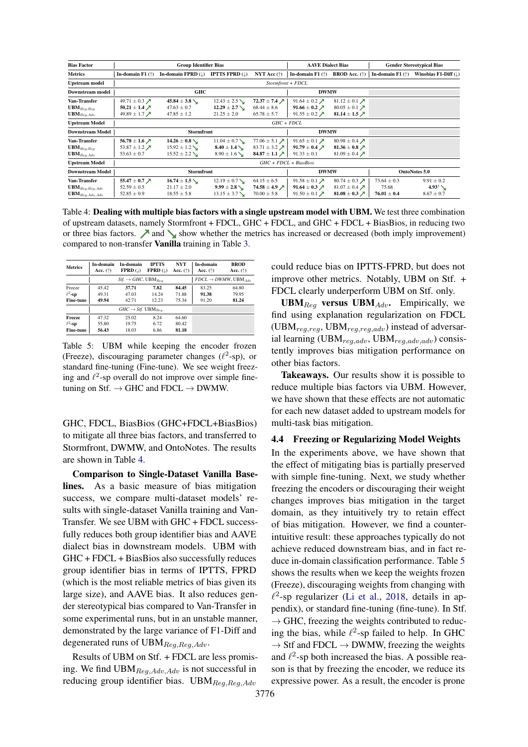| Bias Factor | Group Identifier Bias | | | | AAVE Dialect Bias | | Gender Stereotypical Bias | |
|---|---|---|---|---|---|---|---|---|
| Metrics | In-domain F1 (↑) | In-domain FPRD (↓) | IPTTS FPRD (↓) | NYT Acc (↑) | In-domain F1 (↑) | BROD Acc. (↑) | In-domain F1 (↑) | Winobias F1-Diff (↓) |
| Upstream model | *Stormfront + FDCL* | | | | | | | |
| Downstream model | GHC | | | | DWMW | | | |
| Van-Transfer | 49.71 ± 0.3 ↗ | **45.84 ± 3.8** ↘ | 12.43 ± 2.5 ↘ | **72.37 ± 7.4** ↗ | 91.64 ± 0.2 ↗ | 81.12 ± 0.1 ↗ | | |
| $\mathbf{UBM}_{Reg,Reg}$ | **50.21 ± 1.4** ↗ | 47.63 ± 0.7 | **12.29 ± 2.7** ↘ | 68.44 ± 8.6 | **91.66 ± 0.2** ↗ | 80.05 ± 0.1 ↗ | | |
| $\mathbf{UBM}_{Reg,Adv}$ | 49.89 ± 1.7 ↗ | 47.85 ± 1.2 | 21.25 ± 2.0 | 65.78 ± 5.7 | 91.55 ± 0.2 ↗ | **81.14 ± 1.5** ↗ | | |
| Upstream Model | *GHC + FDCL* | | | | | | | |
| Downstream Model | Stormfront | | | | DWMW | | | |
| Van-Transfer | **56.78 ± 1.6** ↗ | **14.26 ± 0.8** ↘ | 11.04 ± 0.7 ↘ | 77.06 ± 5.1 ↗ | 91.65 ± 0.1 ↗ | 80.98 ± 0.4 ↗ | | |
| $\mathbf{UBM}_{Reg,Reg}$ | 53.87 ± 1.2 ↗ | 15.92 ± 1.2 ↘ | **8.40 ± 1.4** ↘ | 83.71 ± 3.2 ↗ | **91.79 ± 0.4** ↗ | **81.36 ± 0.8** ↗ | | |
| $\mathbf{UBM}_{Reg,Adv}$ | 53.63 ± 0.7 | 15.52 ± 2.2 ↘ | 8.90 ± 1.6 ↘ | **84.87 ± 1.1** ↗ | 91.33 ± 0.1 | 81.09 ± 0.4 ↗ | | |
| Upstream Model | *GHC + FDCL + BiasBios* | | | | | | | |
| Downstream Model | Stormfront | | | | DWMW | | OntoNotes 5.0 | |
| Van-Transfer | **55.47 ± 0.7** ↗ | **16.74 ± 1.5** ↘ | 12.19 ± 0.7 ↘ | 64.15 ± 6.5 | 91.58 ± 0.1 ↗ | 80.74 ± 0.3 ↗ | 73.64 ± 0.3 | 9.91 ± 0.2 |
| $\mathbf{UBM}_{Reg,Reg,Adv}$ | 52.59 ± 0.5 | 21.17 ± 2.0 | **9.99 ± 2.8** ↘ | **74.58 ± 4.9** ↗ | **91.64 ± 0.3** ↗ | 81.07 ± 0.4 ↗ | 75.68 | **4.93**[1] ↘ |
| $\mathbf{UBM}_{Reg,Adv,Adv}$ | 52.85 ± 0.9 | 18.55 ± 5.8 | 13.15 ± 3.7 ↘ | 70.00 ± 5.8 | 91.50 ± 0.1 ↗ | **81.08 ± 0.3** ↗ | **76.01 ± 0.4** | 8.67 ± 0.7 |

Table 4: **Dealing with multiple bias factors with a single upstream model with UBM.** We test three combination of upstream datasets, namely Stormfront + FDCL, GHC + FDCL, and GHC + FDCL + BiasBios, in reducing two or three bias factors. ↗ and ↘ show whether the metrics has increased or decreased (both imply improvement) compared to non-transfer **Vanilla** training in Table 3.

| Metrics | In-domain Acc. (↑) | In-domain FPRD (↓) | IPTTS FPRD (↓) | NYT Acc. (↑) | In-domain Acc. (↑) | BROD Acc. (↑) |
|---|---|---|---|---|---|---|
| | *Stf.* → *GHC*, $\mathrm{UBM}_{Reg}$ | | | | *FDCL* → *DWMW*, $\mathrm{UBM}_{Adv}$ | |
| Freeze | 45.42 | **37.71** | **7.82** | **84.45** | 83.25 | 64.80 |
| $\ell^2$-sp | 49.31 | 47.03 | 14.24 | 71.88 | **91.38** | 79.95 |
| Fine-tune | **49.94** | 42.71 | 12.23 | 75.34 | 91.20 | **81.24** |
| | *GHC* → *Stf.* $\mathrm{UBM}_{Reg}$ | | | | | |
| Freeze | 47.32 | 25.02 | 8.24 | 64.60 | | |
| $\ell^2$-sp | 55.80 | 19.75 | 6.72 | 80.42 | | |
| Fine-tune | **56.43** | **18.03** | **6.86** | **81.18** | | |

Table 5: UBM while keeping the encoder frozen (Freeze), discouraging parameter changes ($\ell^2$-sp), or standard fine-tuning (Fine-tune). We see weight freezing and $\ell^2$-sp overall do not improve over simple fine-tuning on Stf. → GHC and FDCL → DWMW.

GHC, FDCL, BiasBios (GHC+FDCL+BiasBios) to mitigate all three bias factors, and transferred to Stormfront, DWMW, and OntoNotes. The results are shown in Table 4.

**Comparison to Single-Dataset Vanilla Baselines.** As a basic measure of bias mitigation success, we compare multi-dataset models' results with single-dataset Vanilla training and Van-Transfer. We see UBM with GHC + FDCL successfully reduces both group identifier bias and AAVE dialect bias in downstream models. UBM with GHC + FDCL + BiasBios also successfully reduces group identifier bias in terms of IPTTS, FPRD (which is the most reliable metrics of bias given its large size), and AAVE bias. It also reduces gender stereotypical bias compared to Van-Transfer in some experimental runs, but in an unstable manner, demonstrated by the large variance of F1-Diff and degenerated runs of $\mathrm{UBM}_{Reg,Reg,Adv}$.

Results of UBM on Stf. + FDCL are less promising. We find $\mathrm{UBM}_{Reg,Adv,Adv}$ is not successful in reducing group identifier bias. $\mathrm{UBM}_{Reg,Reg,Adv}$ could reduce bias on IPTTS-FPRD, but does not improve other metrics. Notably, UBM on Stf. + FDCL clearly underperform UBM on Stf. only.

**$\mathbf{UBM}_{Reg}$ versus $\mathbf{UBM}_{Adv}$.** Empirically, we find using explanation regularization on FDCL ($\mathrm{UBM}_{reg,reg}$, $\mathrm{UBM}_{reg,reg,adv}$) instead of adversarial learning ($\mathrm{UBM}_{reg,adv}$, $\mathrm{UBM}_{reg,adv,adv}$) consistently improves bias mitigation performance on other bias factors.

**Takeaways.** Our results show it is possible to reduce multiple bias factors via UBM. However, we have shown that these effects are not automatic for each new dataset added to upstream models for multi-task bias mitigation.

### 4.4 Freezing or Regularizing Model Weights

In the experiments above, we have shown that the effect of mitigating bias is partially preserved with simple fine-tuning. Next, we study whether freezing the encoders or discouraging their weight changes improves bias mitigation in the target domain, as they intuitively try to retain effect of bias mitigation. However, we find a counter-intuitive result: these approaches typically do not achieve reduced downstream bias, and in fact reduce in-domain classification performance. Table 5 shows the results when we keep the weights frozen (Freeze), discouraging weights from changing with $\ell^2$-sp regularizer (Li et al., 2018, details in appendix), or standard fine-tuning (fine-tune). In Stf. → GHC, freezing the weights contributed to reducing the bias, while $\ell^2$-sp failed to help. In GHC → Stf and FDCL → DWMW, freezing the weights and $\ell^2$-sp both increased the bias. A possible reason is that by freezing the encoder, we reduce its expressive power. As a result, the encoder is prone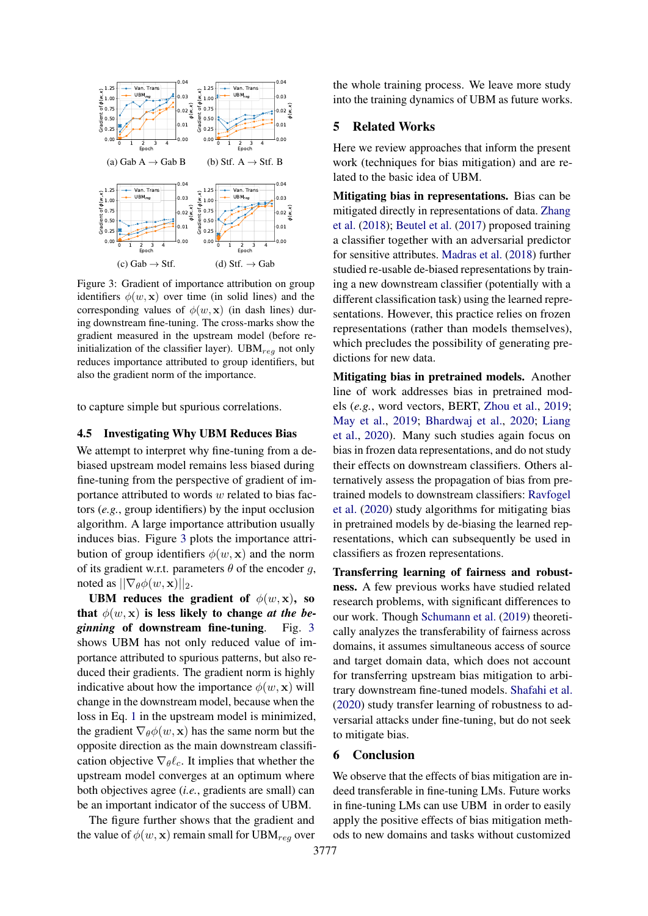Figure 3: Gradient of importance attribution on group identifiers $\phi(w, \mathbf{x})$ over time (in solid lines) and the corresponding values of $\phi(w, \mathbf{x})$ (in dash lines) during downstream fine-tuning. The cross-marks show the gradient measured in the upstream model (before re-initialization of the classifier layer). UBM$_{reg}$ not only reduces importance attributed to group identifiers, but also the gradient norm of the importance.

to capture simple but spurious correlations.

### 4.5 Investigating Why UBM Reduces Bias

We attempt to interpret why fine-tuning from a de-biased upstream model remains less biased during fine-tuning from the perspective of gradient of importance attributed to words $w$ related to bias factors (*e.g.*, group identifiers) by the input occlusion algorithm. A large importance attribution usually induces bias. Figure 3 plots the importance attribution of group identifiers $\phi(w, \mathbf{x})$ and the norm of its gradient w.r.t. parameters $\theta$ of the encoder $g$, noted as $||\nabla_\theta \phi(w, \mathbf{x})||_2$.

**UBM reduces the gradient of $\phi(w, \mathbf{x})$, so that $\phi(w, \mathbf{x})$ is less likely to change *at the beginning* of downstream fine-tuning**. Fig. 3 shows UBM has not only reduced value of importance attributed to spurious patterns, but also reduced their gradients. The gradient norm is highly indicative about how the importance $\phi(w, \mathbf{x})$ will change in the downstream model, because when the loss in Eq. 1 in the upstream model is minimized, the gradient $\nabla_\theta \phi(w, \mathbf{x})$ has the same norm but the opposite direction as the main downstream classification objective $\nabla_\theta \ell_c$. It implies that whether the upstream model converges at an optimum where both objectives agree (*i.e.*, gradients are small) can be an important indicator of the success of UBM.

The figure further shows that the gradient and the value of $\phi(w, \mathbf{x})$ remain small for UBM$_{reg}$ over the whole training process. We leave more study into the training dynamics of UBM as future works.

## 5 Related Works

Here we review approaches that inform the present work (techniques for bias mitigation) and are related to the basic idea of UBM.

**Mitigating bias in representations.** Bias can be mitigated directly in representations of data. Zhang et al. (2018); Beutel et al. (2017) proposed training a classifier together with an adversarial predictor for sensitive attributes. Madras et al. (2018) further studied re-usable de-biased representations by training a new downstream classifier (potentially with a different classification task) using the learned representations. However, this practice relies on frozen representations (rather than models themselves), which precludes the possibility of generating predictions for new data.

**Mitigating bias in pretrained models.** Another line of work addresses bias in pretrained models (*e.g.*, word vectors, BERT, Zhou et al., 2019; May et al., 2019; Bhardwaj et al., 2020; Liang et al., 2020). Many such studies again focus on bias in frozen data representations, and do not study their effects on downstream classifiers. Others alternatively assess the propagation of bias from pretrained models to downstream classifiers: Ravfogel et al. (2020) study algorithms for mitigating bias in pretrained models by de-biasing the learned representations, which can subsequently be used in classifiers as frozen representations.

**Transferring learning of fairness and robustness.** A few previous works have studied related research problems, with significant differences to our work. Though Schumann et al. (2019) theoretically analyzes the transferability of fairness across domains, it assumes simultaneous access of source and target domain data, which does not account for transferring upstream bias mitigation to arbitrary downstream fine-tuned models. Shafahi et al. (2020) study transfer learning of robustness to adversarial attacks under fine-tuning, but do not seek to mitigate bias.

## 6 Conclusion

We observe that the effects of bias mitigation are indeed transferable in fine-tuning LMs. Future works in fine-tuning LMs can use UBM in order to easily apply the positive effects of bias mitigation methods to new domains and tasks without customized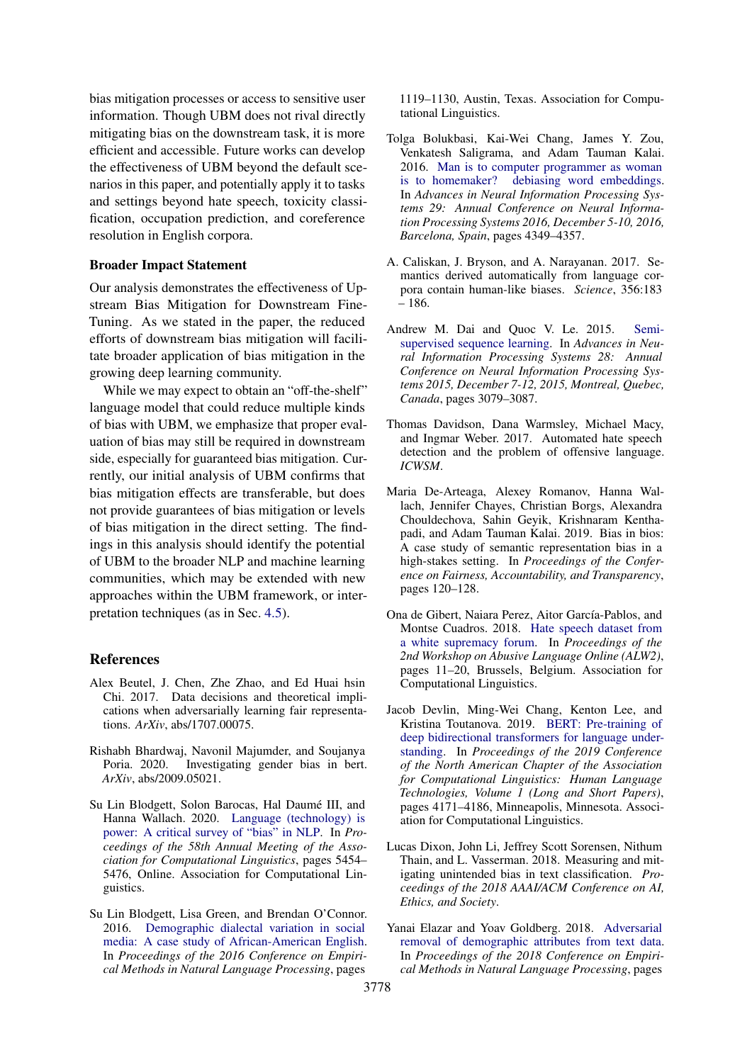bias mitigation processes or access to sensitive user information. Though UBM does not rival directly mitigating bias on the downstream task, it is more efficient and accessible. Future works can develop the effectiveness of UBM beyond the default scenarios in this paper, and potentially apply it to tasks and settings beyond hate speech, toxicity classification, occupation prediction, and coreference resolution in English corpora.

### Broader Impact Statement

Our analysis demonstrates the effectiveness of Upstream Bias Mitigation for Downstream Fine-Tuning. As we stated in the paper, the reduced efforts of downstream bias mitigation will facilitate broader application of bias mitigation in the growing deep learning community.

While we may expect to obtain an "off-the-shelf" language model that could reduce multiple kinds of bias with UBM, we emphasize that proper evaluation of bias may still be required in downstream side, especially for guaranteed bias mitigation. Currently, our initial analysis of UBM confirms that bias mitigation effects are transferable, but does not provide guarantees of bias mitigation or levels of bias mitigation in the direct setting. The findings in this analysis should identify the potential of UBM to the broader NLP and machine learning communities, which may be extended with new approaches within the UBM framework, or interpretation techniques (as in Sec. 4.5).

## References

Alex Beutel, J. Chen, Zhe Zhao, and Ed Huai hsin Chi. 2017. Data decisions and theoretical implications when adversarially learning fair representations. *ArXiv*, abs/1707.00075.

Rishabh Bhardwaj, Navonil Majumder, and Soujanya Poria. 2020. Investigating gender bias in bert. *ArXiv*, abs/2009.05021.

Su Lin Blodgett, Solon Barocas, Hal Daumé III, and Hanna Wallach. 2020. Language (technology) is power: A critical survey of "bias" in NLP. In *Proceedings of the 58th Annual Meeting of the Association for Computational Linguistics*, pages 5454–5476, Online. Association for Computational Linguistics.

Su Lin Blodgett, Lisa Green, and Brendan O'Connor. 2016. Demographic dialectal variation in social media: A case study of African-American English. In *Proceedings of the 2016 Conference on Empirical Methods in Natural Language Processing*, pages 1119–1130, Austin, Texas. Association for Computational Linguistics.

Tolga Bolukbasi, Kai-Wei Chang, James Y. Zou, Venkatesh Saligrama, and Adam Tauman Kalai. 2016. Man is to computer programmer as woman is to homemaker? debiasing word embeddings. In *Advances in Neural Information Processing Systems 29: Annual Conference on Neural Information Processing Systems 2016, December 5-10, 2016, Barcelona, Spain*, pages 4349–4357.

A. Caliskan, J. Bryson, and A. Narayanan. 2017. Semantics derived automatically from language corpora contain human-like biases. *Science*, 356:183 – 186.

Andrew M. Dai and Quoc V. Le. 2015. Semi-supervised sequence learning. In *Advances in Neural Information Processing Systems 28: Annual Conference on Neural Information Processing Systems 2015, December 7-12, 2015, Montreal, Quebec, Canada*, pages 3079–3087.

Thomas Davidson, Dana Warmsley, Michael Macy, and Ingmar Weber. 2017. Automated hate speech detection and the problem of offensive language. *ICWSM*.

Maria De-Arteaga, Alexey Romanov, Hanna Wallach, Jennifer Chayes, Christian Borgs, Alexandra Chouldechova, Sahin Geyik, Krishnaram Kenthapadi, and Adam Tauman Kalai. 2019. Bias in bios: A case study of semantic representation bias in a high-stakes setting. In *Proceedings of the Conference on Fairness, Accountability, and Transparency*, pages 120–128.

Ona de Gibert, Naiara Perez, Aitor García-Pablos, and Montse Cuadros. 2018. Hate speech dataset from a white supremacy forum. In *Proceedings of the 2nd Workshop on Abusive Language Online (ALW2)*, pages 11–20, Brussels, Belgium. Association for Computational Linguistics.

Jacob Devlin, Ming-Wei Chang, Kenton Lee, and Kristina Toutanova. 2019. BERT: Pre-training of deep bidirectional transformers for language understanding. In *Proceedings of the 2019 Conference of the North American Chapter of the Association for Computational Linguistics: Human Language Technologies, Volume 1 (Long and Short Papers)*, pages 4171–4186, Minneapolis, Minnesota. Association for Computational Linguistics.

Lucas Dixon, John Li, Jeffrey Scott Sorensen, Nithum Thain, and L. Vasserman. 2018. Measuring and mitigating unintended bias in text classification. *Proceedings of the 2018 AAAI/ACM Conference on AI, Ethics, and Society*.

Yanai Elazar and Yoav Goldberg. 2018. Adversarial removal of demographic attributes from text data. In *Proceedings of the 2018 Conference on Empirical Methods in Natural Language Processing*, pages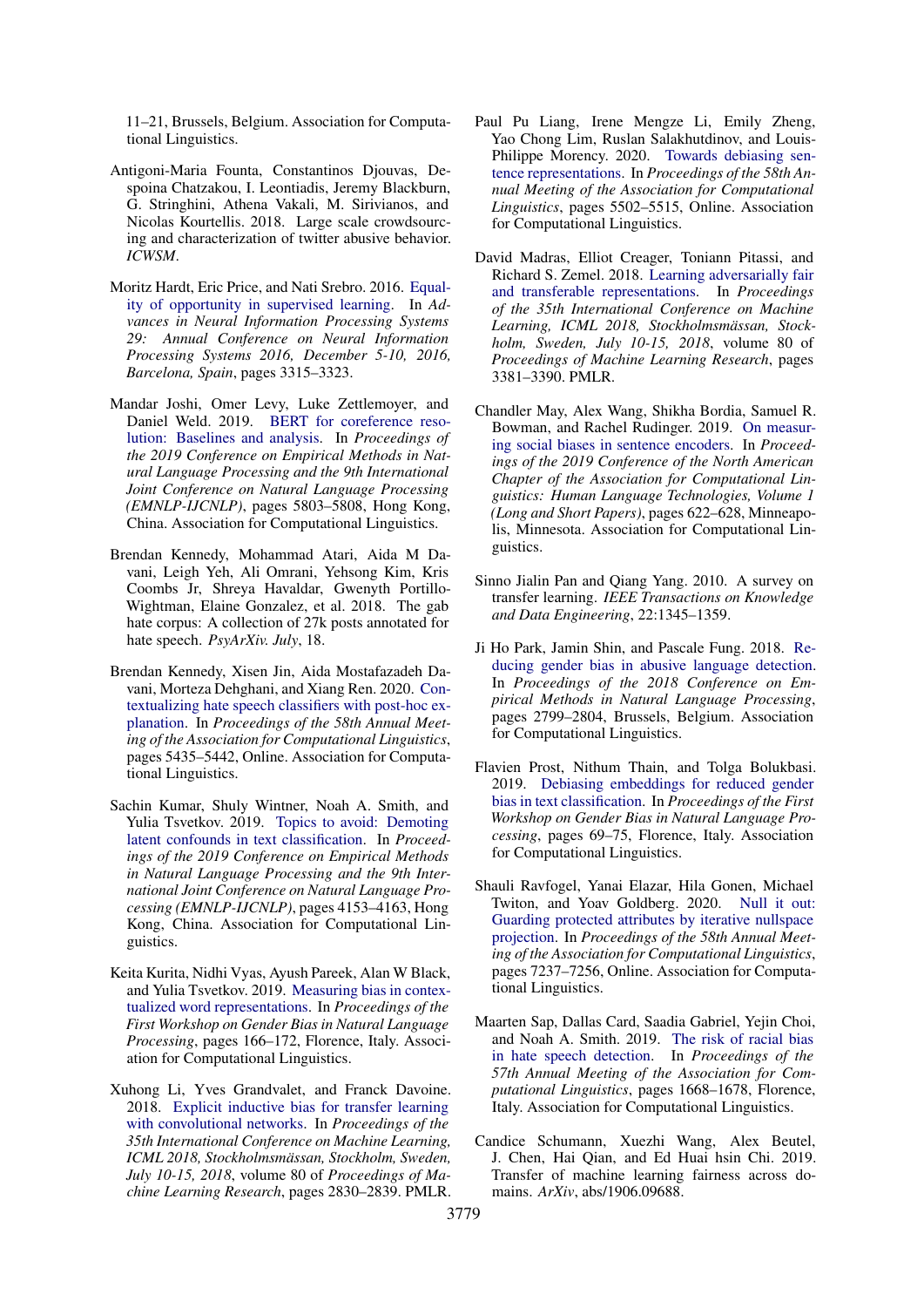11–21, Brussels, Belgium. Association for Computational Linguistics.

Antigoni-Maria Founta, Constantinos Djouvas, Despoina Chatzakou, I. Leontiadis, Jeremy Blackburn, G. Stringhini, Athena Vakali, M. Sirivianos, and Nicolas Kourtellis. 2018. Large scale crowdsourcing and characterization of twitter abusive behavior. *ICWSM*.

Moritz Hardt, Eric Price, and Nati Srebro. 2016. Equality of opportunity in supervised learning. In *Advances in Neural Information Processing Systems 29: Annual Conference on Neural Information Processing Systems 2016, December 5-10, 2016, Barcelona, Spain*, pages 3315–3323.

Mandar Joshi, Omer Levy, Luke Zettlemoyer, and Daniel Weld. 2019. BERT for coreference resolution: Baselines and analysis. In *Proceedings of the 2019 Conference on Empirical Methods in Natural Language Processing and the 9th International Joint Conference on Natural Language Processing (EMNLP-IJCNLP)*, pages 5803–5808, Hong Kong, China. Association for Computational Linguistics.

Brendan Kennedy, Mohammad Atari, Aida M Davani, Leigh Yeh, Ali Omrani, Yehsong Kim, Kris Coombs Jr, Shreya Havaldar, Gwenyth Portillo-Wightman, Elaine Gonzalez, et al. 2018. The gab hate corpus: A collection of 27k posts annotated for hate speech. *PsyArXiv. July*, 18.

Brendan Kennedy, Xisen Jin, Aida Mostafazadeh Davani, Morteza Dehghani, and Xiang Ren. 2020. Contextualizing hate speech classifiers with post-hoc explanation. In *Proceedings of the 58th Annual Meeting of the Association for Computational Linguistics*, pages 5435–5442, Online. Association for Computational Linguistics.

Sachin Kumar, Shuly Wintner, Noah A. Smith, and Yulia Tsvetkov. 2019. Topics to avoid: Demoting latent confounds in text classification. In *Proceedings of the 2019 Conference on Empirical Methods in Natural Language Processing and the 9th International Joint Conference on Natural Language Processing (EMNLP-IJCNLP)*, pages 4153–4163, Hong Kong, China. Association for Computational Linguistics.

Keita Kurita, Nidhi Vyas, Ayush Pareek, Alan W Black, and Yulia Tsvetkov. 2019. Measuring bias in contextualized word representations. In *Proceedings of the First Workshop on Gender Bias in Natural Language Processing*, pages 166–172, Florence, Italy. Association for Computational Linguistics.

Xuhong Li, Yves Grandvalet, and Franck Davoine. 2018. Explicit inductive bias for transfer learning with convolutional networks. In *Proceedings of the 35th International Conference on Machine Learning, ICML 2018, Stockholmsmässan, Stockholm, Sweden, July 10-15, 2018*, volume 80 of *Proceedings of Machine Learning Research*, pages 2830–2839. PMLR.

Paul Pu Liang, Irene Mengze Li, Emily Zheng, Yao Chong Lim, Ruslan Salakhutdinov, and Louis-Philippe Morency. 2020. Towards debiasing sentence representations. In *Proceedings of the 58th Annual Meeting of the Association for Computational Linguistics*, pages 5502–5515, Online. Association for Computational Linguistics.

David Madras, Elliot Creager, Toniann Pitassi, and Richard S. Zemel. 2018. Learning adversarially fair and transferable representations. In *Proceedings of the 35th International Conference on Machine Learning, ICML 2018, Stockholmsmässan, Stockholm, Sweden, July 10-15, 2018*, volume 80 of *Proceedings of Machine Learning Research*, pages 3381–3390. PMLR.

Chandler May, Alex Wang, Shikha Bordia, Samuel R. Bowman, and Rachel Rudinger. 2019. On measuring social biases in sentence encoders. In *Proceedings of the 2019 Conference of the North American Chapter of the Association for Computational Linguistics: Human Language Technologies, Volume 1 (Long and Short Papers)*, pages 622–628, Minneapolis, Minnesota. Association for Computational Linguistics.

Sinno Jialin Pan and Qiang Yang. 2010. A survey on transfer learning. *IEEE Transactions on Knowledge and Data Engineering*, 22:1345–1359.

Ji Ho Park, Jamin Shin, and Pascale Fung. 2018. Reducing gender bias in abusive language detection. In *Proceedings of the 2018 Conference on Empirical Methods in Natural Language Processing*, pages 2799–2804, Brussels, Belgium. Association for Computational Linguistics.

Flavien Prost, Nithum Thain, and Tolga Bolukbasi. 2019. Debiasing embeddings for reduced gender bias in text classification. In *Proceedings of the First Workshop on Gender Bias in Natural Language Processing*, pages 69–75, Florence, Italy. Association for Computational Linguistics.

Shauli Ravfogel, Yanai Elazar, Hila Gonen, Michael Twiton, and Yoav Goldberg. 2020. Null it out: Guarding protected attributes by iterative nullspace projection. In *Proceedings of the 58th Annual Meeting of the Association for Computational Linguistics*, pages 7237–7256, Online. Association for Computational Linguistics.

Maarten Sap, Dallas Card, Saadia Gabriel, Yejin Choi, and Noah A. Smith. 2019. The risk of racial bias in hate speech detection. In *Proceedings of the 57th Annual Meeting of the Association for Computational Linguistics*, pages 1668–1678, Florence, Italy. Association for Computational Linguistics.

Candice Schumann, Xuezhi Wang, Alex Beutel, J. Chen, Hai Qian, and Ed Huai hsin Chi. 2019. Transfer of machine learning fairness across domains. *ArXiv*, abs/1906.09688.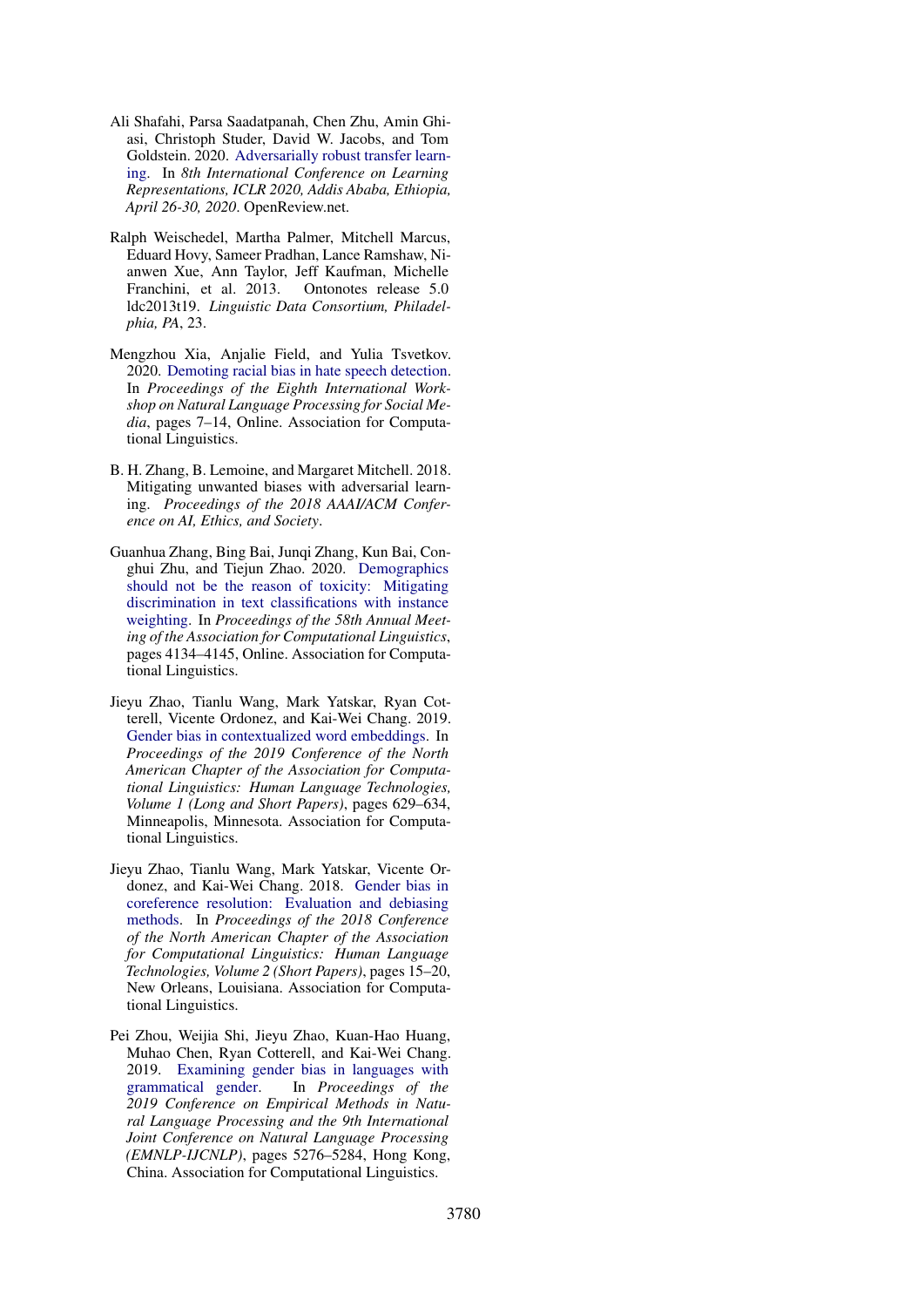Ali Shafahi, Parsa Saadatpanah, Chen Zhu, Amin Ghiasi, Christoph Studer, David W. Jacobs, and Tom Goldstein. 2020. Adversarially robust transfer learning. In *8th International Conference on Learning Representations, ICLR 2020, Addis Ababa, Ethiopia, April 26-30, 2020*. OpenReview.net.

Ralph Weischedel, Martha Palmer, Mitchell Marcus, Eduard Hovy, Sameer Pradhan, Lance Ramshaw, Nianwen Xue, Ann Taylor, Jeff Kaufman, Michelle Franchini, et al. 2013. Ontonotes release 5.0 ldc2013t19. *Linguistic Data Consortium, Philadelphia, PA*, 23.

Mengzhou Xia, Anjalie Field, and Yulia Tsvetkov. 2020. Demoting racial bias in hate speech detection. In *Proceedings of the Eighth International Workshop on Natural Language Processing for Social Media*, pages 7–14, Online. Association for Computational Linguistics.

B. H. Zhang, B. Lemoine, and Margaret Mitchell. 2018. Mitigating unwanted biases with adversarial learning. *Proceedings of the 2018 AAAI/ACM Conference on AI, Ethics, and Society*.

Guanhua Zhang, Bing Bai, Junqi Zhang, Kun Bai, Conghui Zhu, and Tiejun Zhao. 2020. Demographics should not be the reason of toxicity: Mitigating discrimination in text classifications with instance weighting. In *Proceedings of the 58th Annual Meeting of the Association for Computational Linguistics*, pages 4134–4145, Online. Association for Computational Linguistics.

Jieyu Zhao, Tianlu Wang, Mark Yatskar, Ryan Cotterell, Vicente Ordonez, and Kai-Wei Chang. 2019. Gender bias in contextualized word embeddings. In *Proceedings of the 2019 Conference of the North American Chapter of the Association for Computational Linguistics: Human Language Technologies, Volume 1 (Long and Short Papers)*, pages 629–634, Minneapolis, Minnesota. Association for Computational Linguistics.

Jieyu Zhao, Tianlu Wang, Mark Yatskar, Vicente Ordonez, and Kai-Wei Chang. 2018. Gender bias in coreference resolution: Evaluation and debiasing methods. In *Proceedings of the 2018 Conference of the North American Chapter of the Association for Computational Linguistics: Human Language Technologies, Volume 2 (Short Papers)*, pages 15–20, New Orleans, Louisiana. Association for Computational Linguistics.

Pei Zhou, Weijia Shi, Jieyu Zhao, Kuan-Hao Huang, Muhao Chen, Ryan Cotterell, and Kai-Wei Chang. 2019. Examining gender bias in languages with grammatical gender. In *Proceedings of the 2019 Conference on Empirical Methods in Natural Language Processing and the 9th International Joint Conference on Natural Language Processing (EMNLP-IJCNLP)*, pages 5276–5284, Hong Kong, China. Association for Computational Linguistics.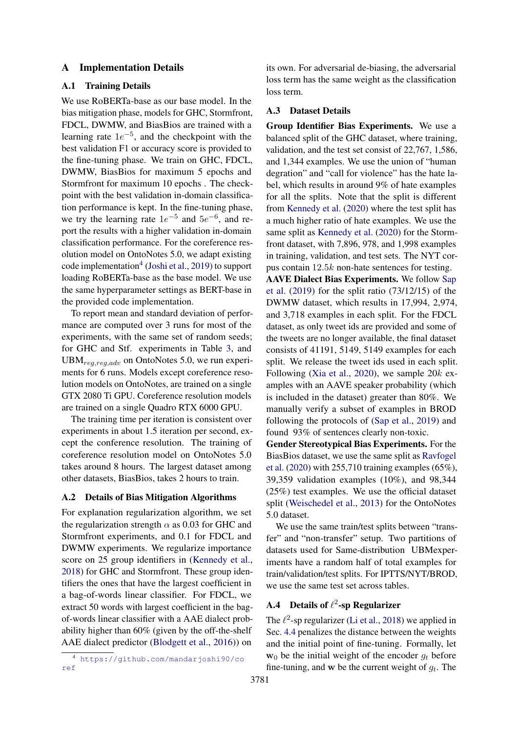# A Implementation Details

## A.1 Training Details

We use RoBERTa-base as our base model. In the bias mitigation phase, models for GHC, Stormfront, FDCL, DWMW, and BiasBios are trained with a learning rate $1e^{-5}$, and the checkpoint with the best validation F1 or accuracy score is provided to the fine-tuning phase. We train on GHC, FDCL, DWMW, BiasBios for maximum 5 epochs and Stormfront for maximum 10 epochs . The checkpoint with the best validation in-domain classification performance is kept. In the fine-tuning phase, we try the learning rate $1e^{-5}$ and $5e^{-6}$, and report the results with a higher validation in-domain classification performance. For the coreference resolution model on OntoNotes 5.0, we adapt existing code implementation[4] (Joshi et al., 2019) to support loading RoBERTa-base as the base model. We use the same hyperparameter settings as BERT-base in the provided code implementation.

To report mean and standard deviation of performance are computed over 3 runs for most of the experiments, with the same set of random seeds; for GHC and Stf. experiments in Table 3, and UBM$_{reg,reg,adv}$ on OntoNotes 5.0, we run experiments for 6 runs. Models except coreference resolution models on OntoNotes, are trained on a single GTX 2080 Ti GPU. Coreference resolution models are trained on a single Quadro RTX 6000 GPU.

The training time per iteration is consistent over experiments in about 1.5 iteration per second, except the conference resolution. The training of coreference resolution model on OntoNotes 5.0 takes around 8 hours. The largest dataset among other datasets, BiasBios, takes 2 hours to train.

## A.2 Details of Bias Mitigation Algorithms

For explanation regularization algorithm, we set the regularization strength $\alpha$ as 0.03 for GHC and Stormfront experiments, and 0.1 for FDCL and DWMW experiments. We regularize importance score on 25 group identifiers in (Kennedy et al., 2018) for GHC and Stormfront. These group identifiers the ones that have the largest coefficient in a bag-of-words linear classifier. For FDCL, we extract 50 words with largest coefficient in the bag-of-words linear classifier with a AAE dialect probability higher than 60% (given by the off-the-shelf AAE dialect predictor (Blodgett et al., 2016)) on its own. For adversarial de-biasing, the adversarial loss term has the same weight as the classification loss term.

## A.3 Dataset Details

**Group Identifier Bias Experiments.** We use a balanced split of the GHC dataset, where training, validation, and the test set consist of 22,767, 1,586, and 1,344 examples. We use the union of "human degration" and "call for violence" has the hate label, which results in around 9% of hate examples for all the splits. Note that the split is different from Kennedy et al. (2020) where the test split has a much higher ratio of hate examples. We use the same split as Kennedy et al. (2020) for the Stormfront dataset, with 7,896, 978, and 1,998 examples in training, validation, and test sets. The NYT corpus contain $12.5k$ non-hate sentences for testing.

**AAVE Dialect Bias Experiments.** We follow Sap et al. (2019) for the split ratio (73/12/15) of the DWMW dataset, which results in 17,994, 2,974, and 3,718 examples in each split. For the FDCL dataset, as only tweet ids are provided and some of the tweets are no longer available, the final dataset consists of 41191, 5149, 5149 examples for each split. We release the tweet ids used in each split. Following (Xia et al., 2020), we sample $20k$ examples with an AAVE speaker probability (which is included in the dataset) greater than 80%. We manually verify a subset of examples in BROD following the protocols of (Sap et al., 2019) and found 93% of sentences clearly non-toxic.

**Gender Stereotypical Bias Experiments.** For the BiasBios dataset, we use the same split as Ravfogel et al. (2020) with 255,710 training examples (65%), 39,359 validation examples (10%), and 98,344 (25%) test examples. We use the official dataset split (Weischedel et al., 2013) for the OntoNotes 5.0 dataset.

We use the same train/test splits between "transfer" and "non-transfer" setup. Two partitions of datasets used for Same-distribution UBMexperiments have a random half of total examples for train/validation/test splits. For IPTTS/NYT/BROD, we use the same test set across tables.

## A.4 Details of $\ell^2$-sp Regularizer

The $\ell^2$-sp regularizer (Li et al., 2018) we applied in Sec. 4.4 penalizes the distance between the weights and the initial point of fine-tuning. Formally, let $\mathbf{w}_0$ be the initial weight of the encoder $g_t$ before fine-tuning, and $\mathbf{w}$ be the current weight of $g_t$. The

[4] https://github.com/mandarjoshi90/coref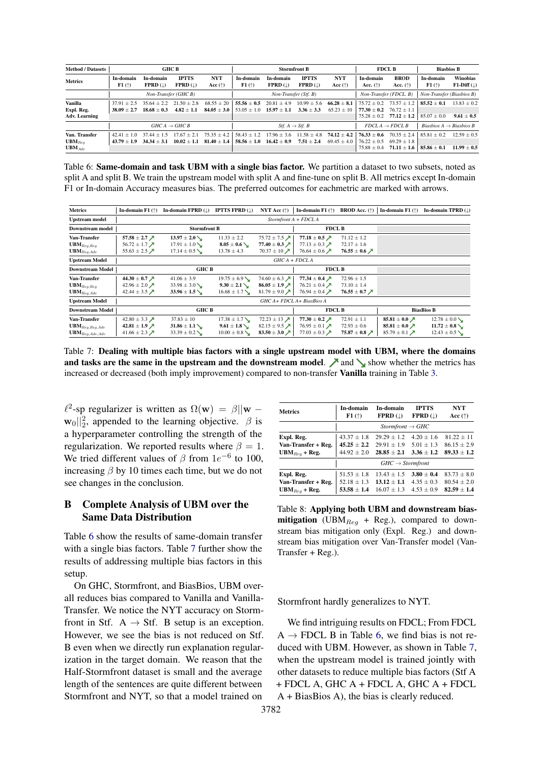| Method / Datasets | GHC B | | | | Stormfront B | | | | FDCL B | | Biasbios B | |
|---|---|---|---|---|---|---|---|---|---|---|---|---|
| Metrics | In-domain F1 (↑) | In-domain FPRD (↓) | IPTTS FPRD (↓) | NYT Acc (↑) | In-domain F1 (↑) | In-domain FPRD (↓) | IPTTS FPRD (↓) | NYT Acc (↑) | In-domain Acc. (↑) | BROD Acc. (↑) | In-domain F1 (↑) | Winobias F1-Diff (↓) |
| | Non-Transfer (GHC B) | | | | Non-Transfer (Stf. B) | | | | Non-Transfer (FDCL. B) | | Non-Transfer (Biasbios B) | |
| Vanilla | 37.91 ± 2.5 | 35.64 ± 2.2 | 21.50 ± 2.8 | 68.55 ± 20 | **55.56 ± 0.5** | 20.81 ± 4.9 | 10.99 ± 5.6 | **66.28 ± 8.1** | 75.72 ± 0.2 | 73.57 ± 1.2 | **85.52 ± 0.1** | 13.83 ± 0.2 |
| Expl. Reg. | **38.09 ± 2.7** | **18.68 ± 0.3** | **4.82 ± 1.1** | **84.05 ± 3.0** | 53.05 ± 1.0 | **15.97 ± 1.1** | **3.36 ± 3.3** | 65.23 ± 10 | **77.30 ± 0.2** | 76.72 ± 1.1 | | |
| Adv. Learning | | | | | | | | | 75.28 ± 0.2 | **77.12 ± 1.2** | 85.07 ± 0.0 | **9.61 ± 0.5** |
| | GHC A → GHC B | | | | Stf. A → Stf. B | | | | FDCL A → FDCL B | | Biasbios A → Biasbios B | |
| Van. Transfer | 42.41 ± 1.0 | 37.44 ± 1.5 | 17.67 ± 2.1 | 75.35 ± 4.2 | 58.43 ± 1.2 | 17.96 ± 3.6 | 11.58 ± 4.8 | **74.12 ± 4.2** | **76.33 ± 0.6** | 70.35 ± 2.4 | 85.81 ± 0.2 | 12.59 ± 0.5 |
| $\text{UBM}_{Reg}$ | **43.79 ± 1.9** | **34.34 ± 3.1** | **10.02 ± 1.1** | **81.40 ± 1.4** | **58.56 ± 1.0** | **16.42 ± 0.9** | **7.51 ± 2.4** | 69.45 ± 4.0 | 76.22 ± 0.5 | 69.29 ± 1.8 | | |
| $\text{UBM}_{Adv}$ | | | | | | | | | 75.88 ± 0.4 | **71.11 ± 1.6** | **85.86 ± 0.1** | **11.99 ± 0.5** |

Table 6: **Same-domain and task UBM with a single bias factor.** We partition a dataset to two subsets, noted as split A and split B. We train the upstream model with split A and fine-tune on split B. All metrics except In-domain F1 or In-domain Accuracy measures bias. The preferred outcomes for eachmetric are marked with arrows.

| Metrics | In-domain F1 (↑) | In-domain FPRD (↓) | IPTTS FPRD (↓) | NYT Acc (↑) | In-domain F1 (↑) | BROD Acc. (↑) | In-domain F1 (↑) | In-domain TPRD (↓) |
|---|---|---|---|---|---|---|---|---|
| Upstream model | Stormfront A + FDCL A | | | | | | | |
| Downstream model | Stormfront B | | | | FDCL B | | | |
| Van-Transfer | **57.58 ± 2.7** ↗ | **13.97 ± 2.0** ↘ | 11.33 ± 2.2 | 75.72 ± 7.5 ↗ | **77.18 ± 0.5** ↗ | 71.12 ± 1.2 | | |
| $\text{UBM}_{Reg,Reg}$ | 56.72 ± 1.7 ↗ | 17.91 ± 1.0 ↘ | **8.05 ± 0.6** ↘ | **77.40 ± 0.3** ↗ | 77.13 ± 0.3 ↗ | 72.17 ± 1.6 | | |
| $\text{UBM}_{Reg,Adv}$ | 55.63 ± 2.5 ↗ | 17.14 ± 0.5 ↘ | 13.78 ± 4.3 | 70.37 ± 10 ↗ | 76.64 ± 0.6 ↗ | **76.55 ± 0.6** ↗ | | |
| Upstream Model | GHC A + FDCL A | | | | | | | |
| Downstream Model | GHC B | | | | FDCL B | | | |
| Van-Transfer | **44.30 ± 0.7** ↗ | 41.06 ± 3.9 | 19.75 ± 6.9 ↘ | 74.60 ± 6.3 ↗ | **77.34 ± 0.4** ↗ | 72.96 ± 1.5 | | |
| $\text{UBM}_{Reg,Reg}$ | 42.96 ± 2.0 ↗ | 33.98 ± 3.0 ↘ | **9.30 ± 2.1** ↘ | **86.05 ± 1.9** ↗ | 76.21 ± 0.4 ↗ | 73.10 ± 1.4 | | |
| $\text{UBM}_{Reg,Adv}$ | 42.44 ± 3.5 ↗ | **33.96 ± 1.5** ↘ | 16.68 ± 1.7 ↘ | 81.79 ± 9.0 ↗ | 76.94 ± 0.4 ↗ | **76.55 ± 0.7** ↗ | | |
| Upstream Model | GHC A+ FDCL A+ BiasBios A | | | | | | | |
| Downstream Model | GHC B | | | | FDCL B | | BiasBios B | |
| Van-Transfer | 42.80 ± 3.3 ↗ | 37.83 ± 10 | 17.38 ± 1.7 ↘ | 72.23 ± 13 ↗ | **77.30 ± 0.2** ↗ | 72.91 ± 1.1 | **85.81 ± 0.0** ↗ | 12.78 ± 0.0 ↘ |
| $\text{UBM}_{Reg,Reg,Adv}$ | **42.81 ± 1.9** ↗ | **31.86 ± 1.1** ↘ | **9.61 ± 1.8** ↘ | 82.15 ± 9.5 ↗ | 76.95 ± 0.1 ↗ | 72.93 ± 0.6 | **85.81 ± 0.0** ↗ | **11.72 ± 0.8** ↘ |
| $\text{UBM}_{Reg,Adv,Adv}$ | 41.66 ± 2.3 ↗ | 33.39 ± 0.2 ↘ | 10.00 ± 0.8 ↘ | **83.50 ± 3.0** ↗ | 77.03 ± 0.3 ↗ | **75.87 ± 0.8** ↗ | 85.79 ± 0.1 ↗ | 12.43 ± 0.5 ↘ |

Table 7: **Dealing with multiple bias factors with a single upstream model with UBM, where the domains and tasks are the same in the upstream and the downstream model**. ↗ and ↘ show whether the metrics has increased or decreased (both imply improvement) compared to non-transfer **Vanilla** training in Table 3.

$\ell^2$-sp regularizer is written as $\Omega(\mathbf{w}) = \beta||\mathbf{w} - \mathbf{w}_0||_2^2$, appended to the learning objective. $\beta$ is a hyperparameter controlling the strength of the regularization. We reported results where $\beta = 1$. We tried different values of $\beta$ from $1e^{-6}$ to 100, increasing $\beta$ by 10 times each time, but we do not see changes in the conclusion.

## B Complete Analysis of UBM over the Same Data Distribution

Table 6 show the results of same-domain transfer with a single bias factors. Table 7 further show the results of addressing multiple bias factors in this setup.

On GHC, Stormfront, and BiasBios, UBM overall reduces bias compared to Vanilla and Vanilla-Transfer. We notice the NYT accuracy on Stormfront in Stf. A → Stf. B setup is an exception. However, we see the bias is not reduced on Stf. B even when we directly run explanation regularization in the target domain. We reason that the Half-Stormfront dataset is small and the average length of the sentences are quite different between Stormfront and NYT, so that a model trained on Stormfront hardly generalizes to NYT.

| Metrics | In-domain F1 (↑) | In-domain FPRD (↓) | IPTTS FPRD (↓) | NYT Acc (↑) |
|---|---|---|---|---|
| | Stormfront → GHC | | | |
| Expl. Reg. | 43.37 ± 1.8 | 29.29 ± 1.2 | 4.20 ± 1.6 | 81.22 ± 11 |
| Van-Transfer + Reg. | **45.25 ± 2.2** | 29.91 ± 1.9 | 5.01 ± 1.3 | 86.15 ± 2.9 |
| $\text{UBM}_{Reg}$ + Reg. | 44.92 ± 2.0 | **28.85 ± 2.1** | **3.36 ± 1.2** | **89.33 ± 1.2** |
| | GHC → Stormfront | | | |
| Expl. Reg. | 51.53 ± 1.8 | 13.43 ± 1.5 | **3.80 ± 0.4** | 83.73 ± 8.0 |
| Van-Transfer + Reg. | 52.18 ± 1.3 | **13.12 ± 1.1** | 4.35 ± 0.3 | 80.54 ± 2.0 |
| $\text{UBM}_{Reg}$ + Reg. | **53.58 ± 1.4** | 16.07 ± 1.3 | 4.53 ± 0.9 | **82.59 ± 1.4** |

Table 8: **Applying both UBM and downstream bias-mitigation** ($\text{UBM}_{Reg}$ + Reg.), compared to downstream bias mitigation only (Expl. Reg.) and downstream bias mitigation over Van-Transfer model (Van-Transfer + Reg.).

We find intriguing results on FDCL; From FDCL A → FDCL B in Table 6, we find bias is not reduced with UBM. However, as shown in Table 7, when the upstream model is trained jointly with other datasets to reduce multiple bias factors (Stf A + FDCL A, GHC A + FDCL A, GHC A + FDCL A + BiasBios A), the bias is clearly reduced.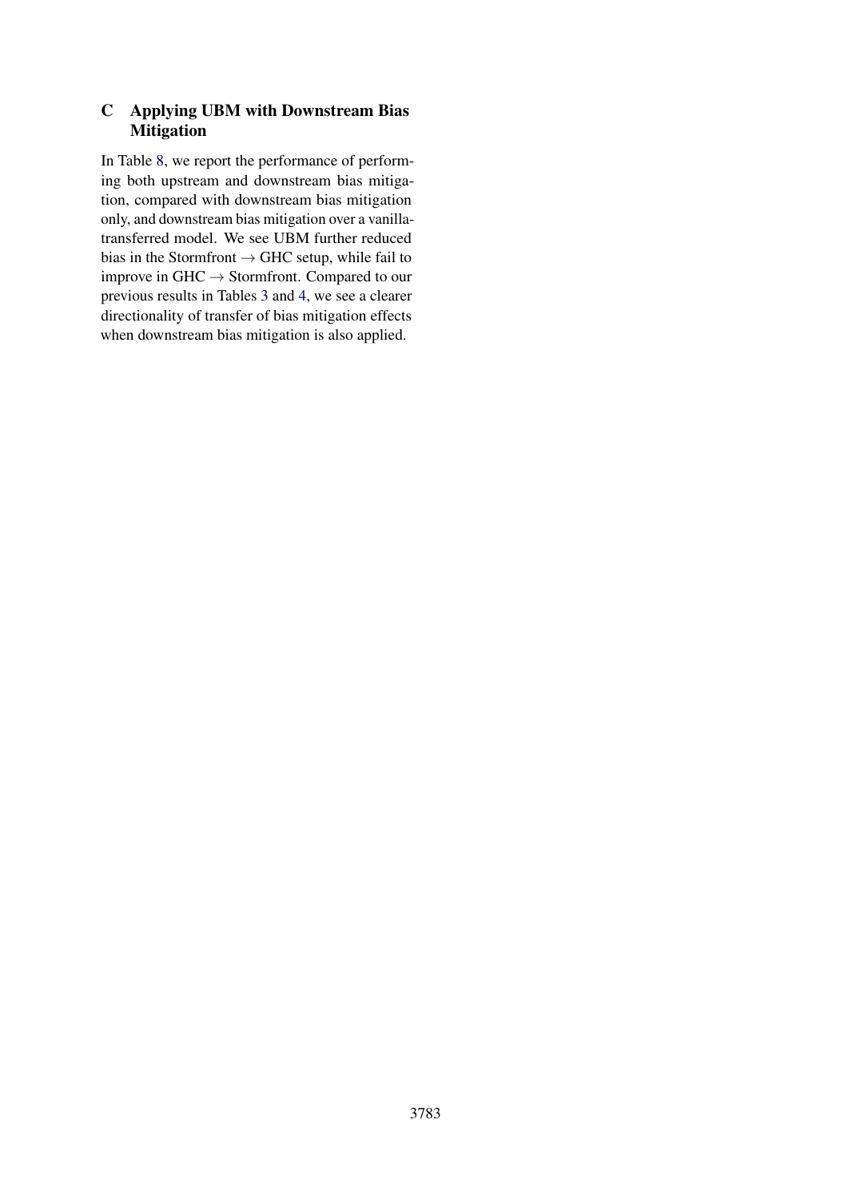## C Applying UBM with Downstream Bias Mitigation

In Table 8, we report the performance of performing both upstream and downstream bias mitigation, compared with downstream bias mitigation only, and downstream bias mitigation over a vanilla-transferred model. We see UBM further reduced bias in the Stormfront → GHC setup, while fail to improve in GHC → Stormfront. Compared to our previous results in Tables 3 and 4, we see a clearer directionality of transfer of bias mitigation effects when downstream bias mitigation is also applied.